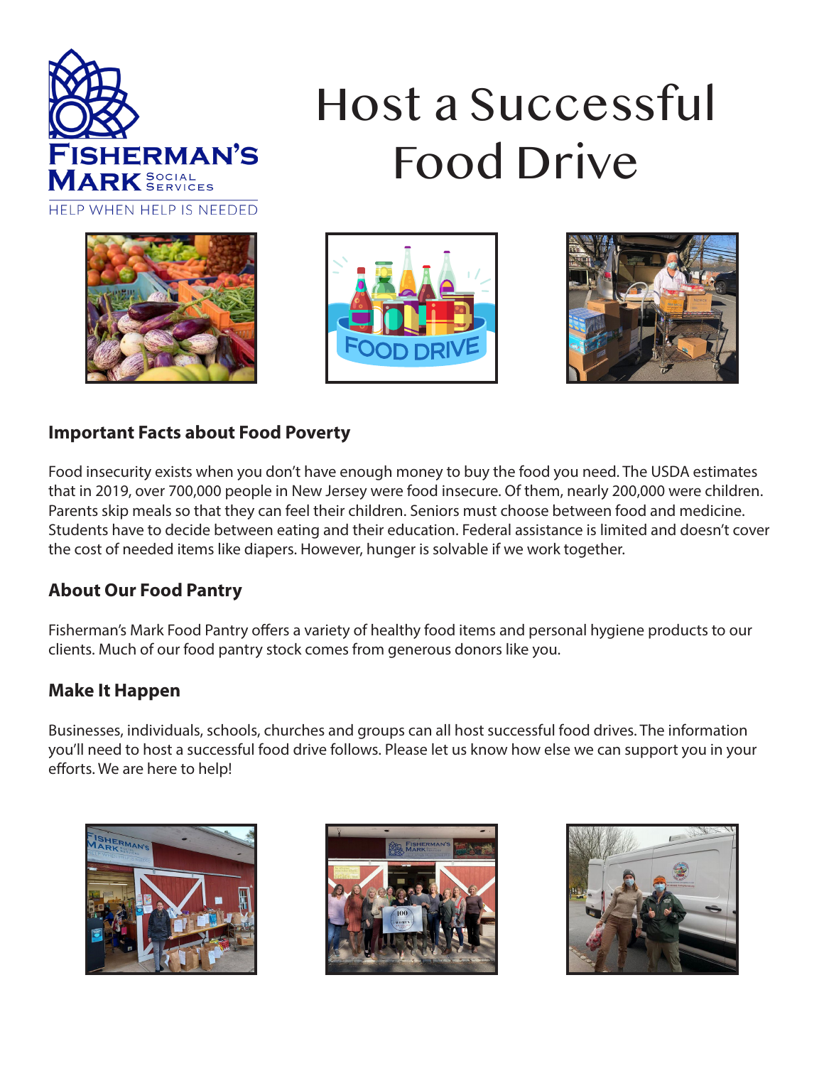Fisherman's Mark Social Services

HELP WHEN HELP IS NEEDED

# Host a Successful Food Drive

## Important Facts about Food Poverty

Food insecurity exists when you don't have enough money to buy the food you need. The USDA estimates that in 2019, over 700,000 people in New Jersey were food insecure. Of them, nearly 200,000 were children. Parents skip meals so that they can feel their children. Seniors must choose between food and medicine. Students have to decide between eating and their education. Federal assistance is limited and doesn't cover the cost of needed items like diapers. However, hunger is solvable if we work together.

## About Our Food Pantry

Fisherman's Mark Food Pantry offers a variety of healthy food items and personal hygiene products to our clients. Much of our food pantry stock comes from generous donors like you.

## Make It Happen

Businesses, individuals, schools, churches and groups can all host successful food drives. The information you'll need to host a successful food drive follows. Please let us know how else we can support you in your efforts. We are here to help!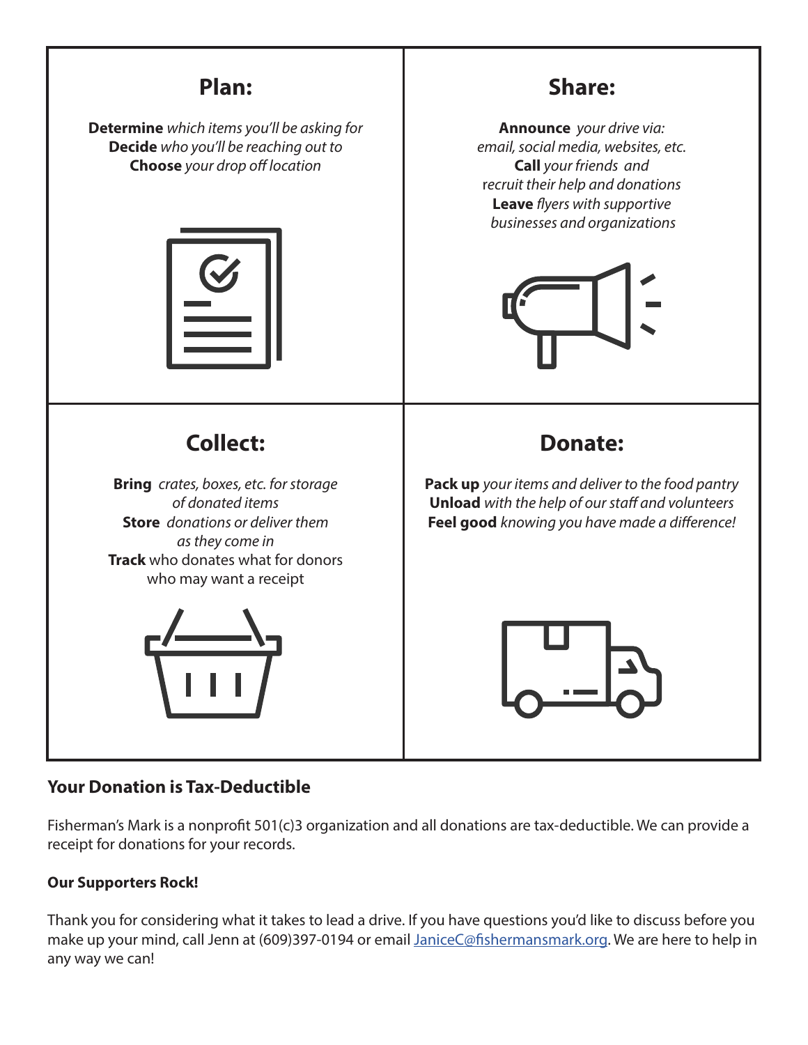## Plan:

**Determine** *which items you'll be asking for*
**Decide** *who you'll be reaching out to*
**Choose** *your drop off location*

## Share:

**Announce** *your drive via: email, social media, websites, etc.*
**Call** *your friends and recruit their help and donations*
**Leave** *flyers with supportive businesses and organizations*

## Collect:

**Bring** *crates, boxes, etc. for storage of donated items*
**Store** *donations or deliver them as they come in*
**Track** who donates what for donors who may want a receipt

## Donate:

**Pack up** *your items and deliver to the food pantry*
**Unload** *with the help of our staff and volunteers*
**Feel good** *knowing you have made a difference!*

## Your Donation is Tax-Deductible

Fisherman's Mark is a nonprofit 501(c)3 organization and all donations are tax-deductible. We can provide a receipt for donations for your records.

**Our Supporters Rock!**

Thank you for considering what it takes to lead a drive. If you have questions you'd like to discuss before you make up your mind, call Jenn at (609)397-0194 or email JaniceC@fishermansmark.org. We are here to help in any way we can!